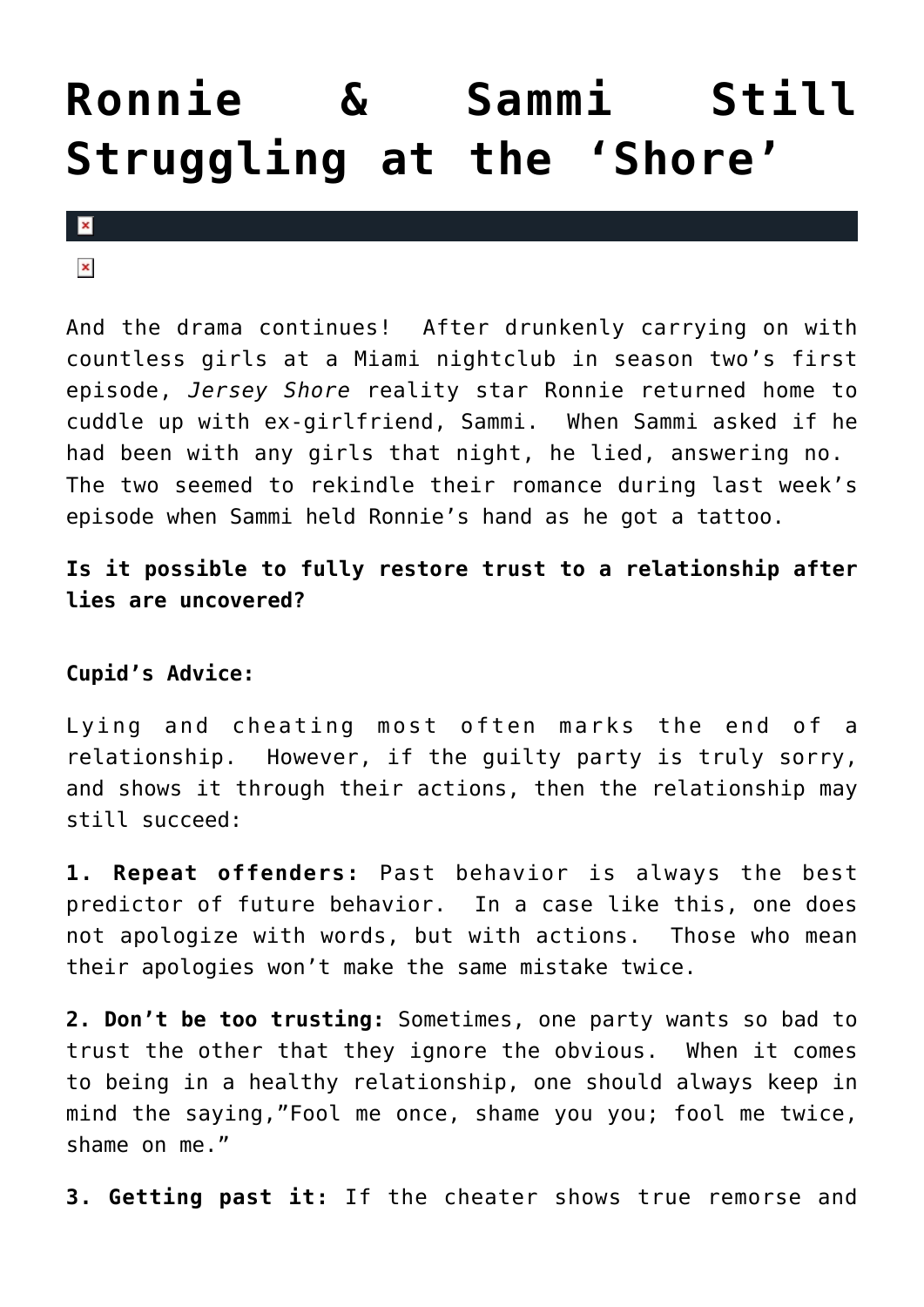# Ronnie & Sammi Still Struggling at the 'Shore'

And the drama continues! After drunkenly carrying on with countless girls at a Miami nightclub in season two's first episode, *Jersey Shore* reality star Ronnie returned home to cuddle up with ex-girlfriend, Sammi. When Sammi asked if he had been with any girls that night, he lied, answering no. The two seemed to rekindle their romance during last week's episode when Sammi held Ronnie's hand as he got a tattoo.

**Is it possible to fully restore trust to a relationship after lies are uncovered?**

**Cupid's Advice:**

Lying and cheating most often marks the end of a relationship. However, if the guilty party is truly sorry, and shows it through their actions, then the relationship may still succeed:

**1. Repeat offenders:** Past behavior is always the best predictor of future behavior. In a case like this, one does not apologize with words, but with actions. Those who mean their apologies won't make the same mistake twice.

**2. Don't be too trusting:** Sometimes, one party wants so bad to trust the other that they ignore the obvious. When it comes to being in a healthy relationship, one should always keep in mind the saying,"Fool me once, shame you you; fool me twice, shame on me."

**3. Getting past it:** If the cheater shows true remorse and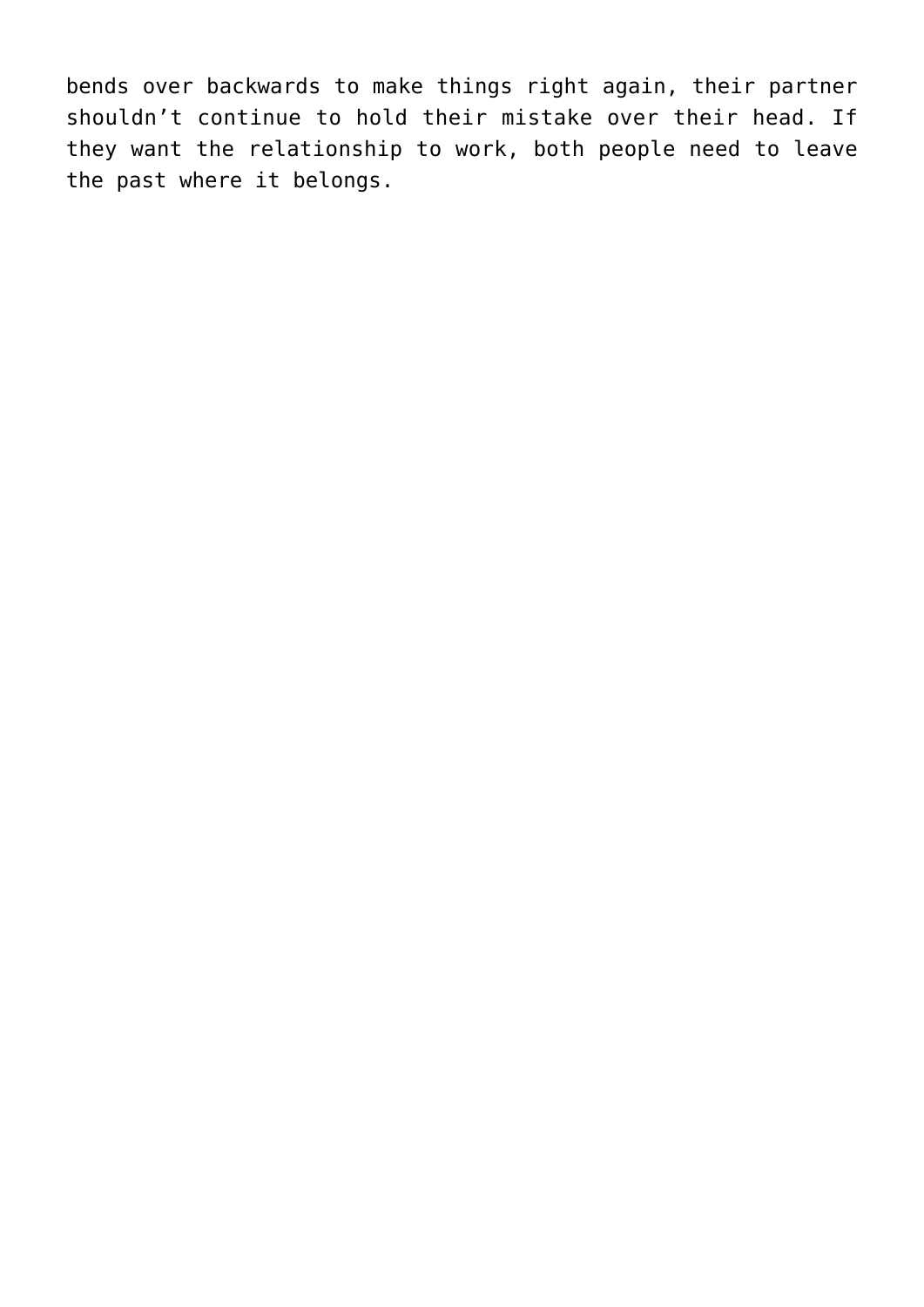bends over backwards to make things right again, their partner shouldn’t continue to hold their mistake over their head. If they want the relationship to work, both people need to leave the past where it belongs.